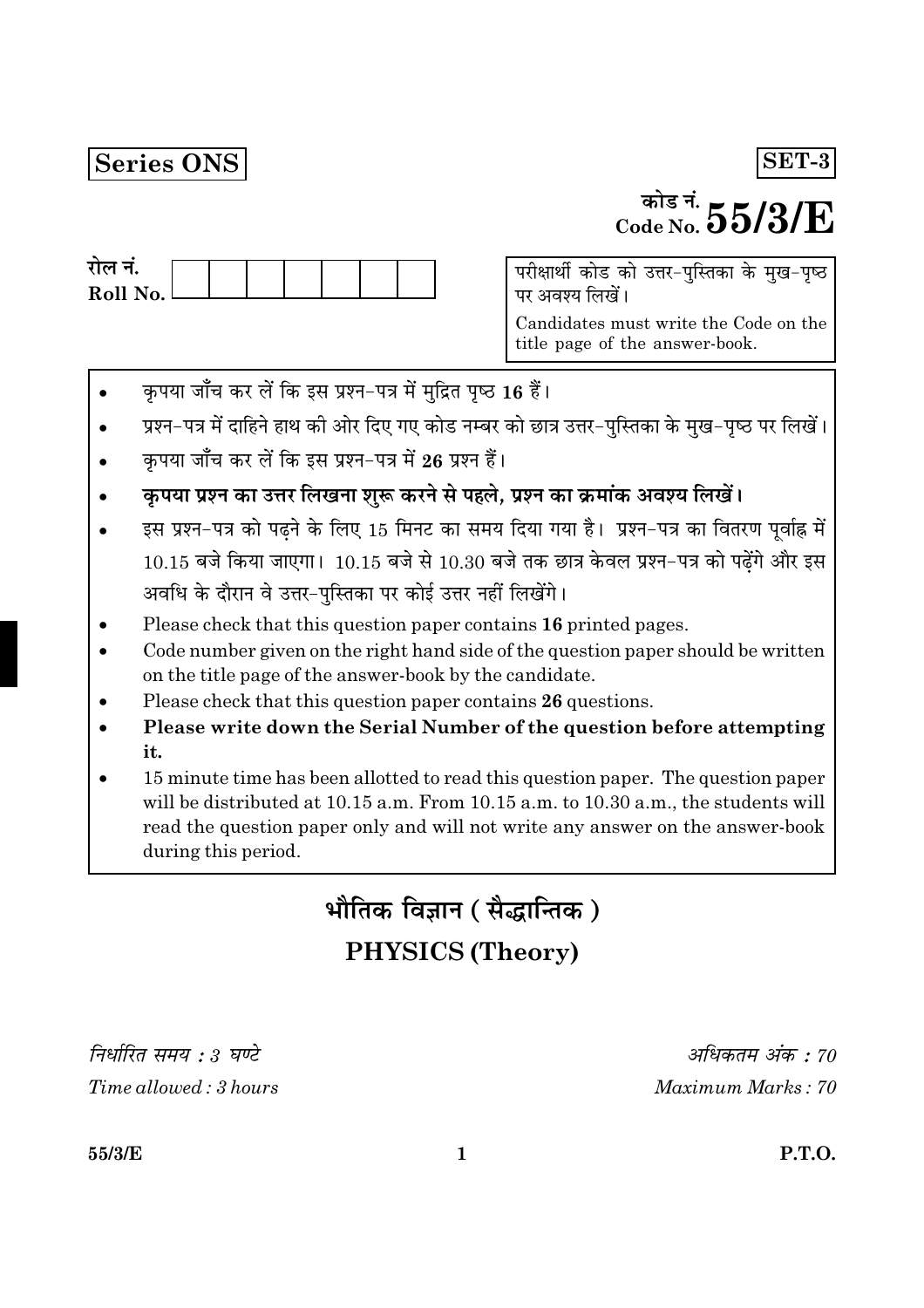**Series ONS**

**SET-3**

कोड नं.
Code No. **55/3/E**

रोल नं.
Roll No. | | | | | | | |

परीक्षार्थी कोड को उत्तर-पुस्तिका के मुख-पृष्ठ पर अवश्य लिखें।

Candidates must write the Code on the title page of the answer-book.

- कृपया जाँच कर लें कि इस प्रश्न-पत्र में मुद्रित पृष्ठ **16** हैं।
- प्रश्न-पत्र में दाहिने हाथ की ओर दिए गए कोड नम्बर को छात्र उत्तर-पुस्तिका के मुख-पृष्ठ पर लिखें।
- कृपया जाँच कर लें कि इस प्रश्न-पत्र में **26** प्रश्न हैं।
- **कृपया प्रश्न का उत्तर लिखना शुरू करने से पहले, प्रश्न का क्रमांक अवश्य लिखें।**
- इस प्रश्न-पत्र को पढ़ने के लिए 15 मिनट का समय दिया गया है। प्रश्न-पत्र का वितरण पूर्वाह्न में 10.15 बजे किया जाएगा। 10.15 बजे से 10.30 बजे तक छात्र केवल प्रश्न-पत्र को पढ़ेंगे और इस अवधि के दौरान वे उत्तर-पुस्तिका पर कोई उत्तर नहीं लिखेंगे।
- Please check that this question paper contains **16** printed pages.
- Code number given on the right hand side of the question paper should be written on the title page of the answer-book by the candidate.
- Please check that this question paper contains **26** questions.
- **Please write down the Serial Number of the question before attempting it.**
- 15 minute time has been allotted to read this question paper. The question paper will be distributed at 10.15 a.m. From 10.15 a.m. to 10.30 a.m., the students will read the question paper only and will not write any answer on the answer-book during this period.

# भौतिक विज्ञान ( सैद्धान्तिक )
# PHYSICS (Theory)

*निर्धारित समय : 3 घण्टे*
*Time allowed : 3 hours*

*अधिकतम अंक : 70*
*Maximum Marks : 70*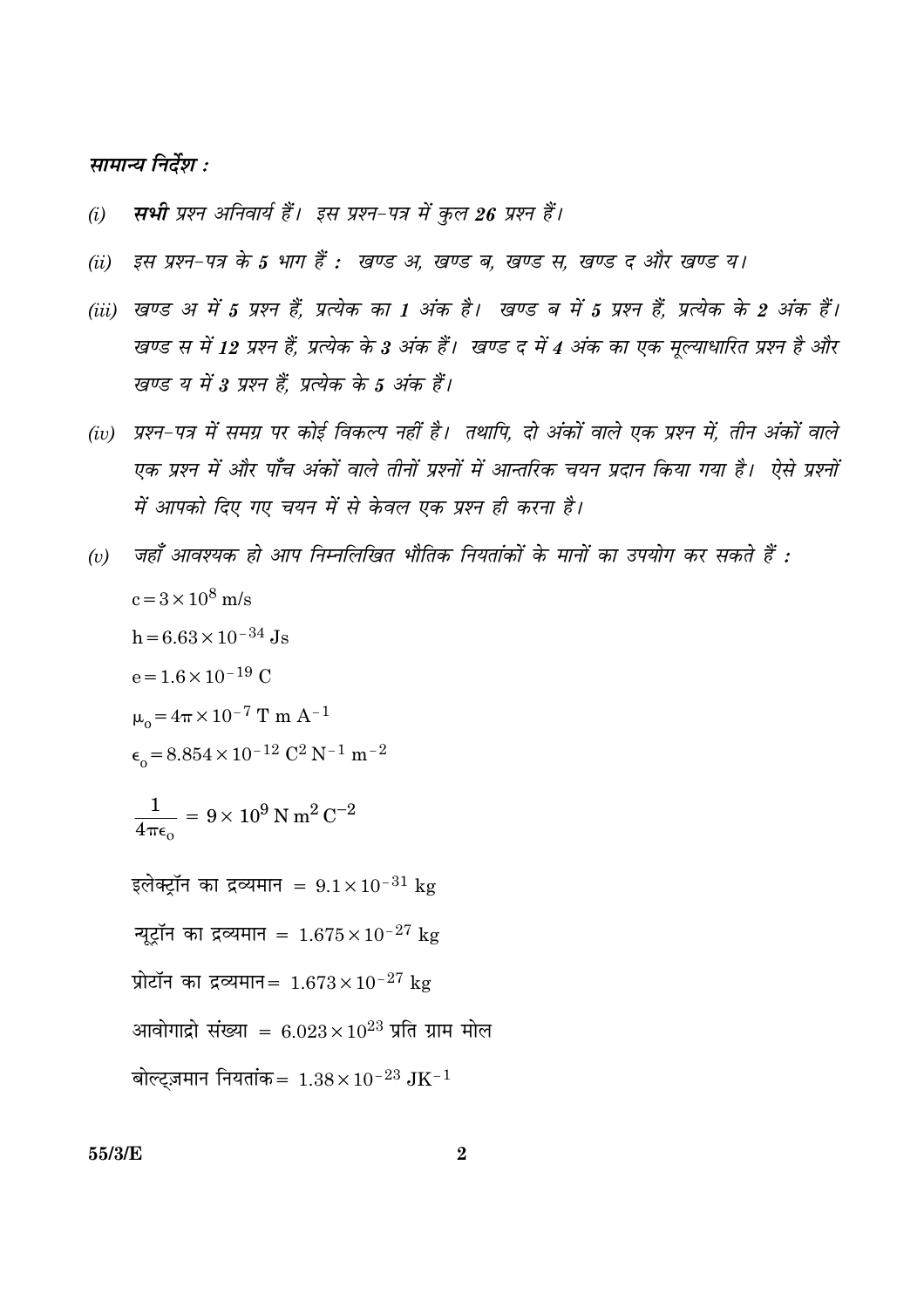***सामान्य निर्देश :***

(i) ***सभी*** *प्रश्न अनिवार्य हैं। इस प्रश्न-पत्र में कुल **26** प्रश्न हैं।*

(ii) *इस प्रश्न-पत्र के **5** भाग हैं : खण्ड अ, खण्ड ब, खण्ड स, खण्ड द और खण्ड य।*

(iii) *खण्ड अ में **5** प्रश्न हैं, प्रत्येक का **1** अंक है। खण्ड ब में **5** प्रश्न हैं, प्रत्येक के **2** अंक हैं। खण्ड स में **12** प्रश्न हैं, प्रत्येक के **3** अंक हैं। खण्ड द में **4** अंक का एक मूल्याधारित प्रश्न है और खण्ड य में **3** प्रश्न हैं, प्रत्येक के **5** अंक हैं।*

(iv) *प्रश्न-पत्र में समग्र पर कोई विकल्प नहीं है। तथापि, दो अंकों वाले एक प्रश्न में, तीन अंकों वाले एक प्रश्न में और पाँच अंकों वाले तीनों प्रश्नों में आन्तरिक चयन प्रदान किया गया है। ऐसे प्रश्नों में आपको दिए गए चयन में से केवल एक प्रश्न ही करना है।*

(v) *जहाँ आवश्यक हो आप निम्नलिखित भौतिक नियतांकों के मानों का उपयोग कर सकते हैं :*

$c = 3 \times 10^8$ m/s

$h = 6.63 \times 10^{-34}$ Js

$e = 1.6 \times 10^{-19}$ C

$\mu_o = 4\pi \times 10^{-7}$ T m $A^{-1}$

$\epsilon_o = 8.854 \times 10^{-12}$ $C^2$ $N^{-1}$ $m^{-2}$

$$\frac{1}{4\pi\epsilon_o} = 9 \times 10^9 \text{ N m}^2 \text{ C}^{-2}$$

इलेक्ट्रॉन का द्रव्यमान = $9.1 \times 10^{-31}$ kg

न्यूट्रॉन का द्रव्यमान = $1.675 \times 10^{-27}$ kg

प्रोटॉन का द्रव्यमान = $1.673 \times 10^{-27}$ kg

आवोगाद्रो संख्या = $6.023 \times 10^{23}$ प्रति ग्राम मोल

बोल्ट्ज़मान नियतांक = $1.38 \times 10^{-23}$ $JK^{-1}$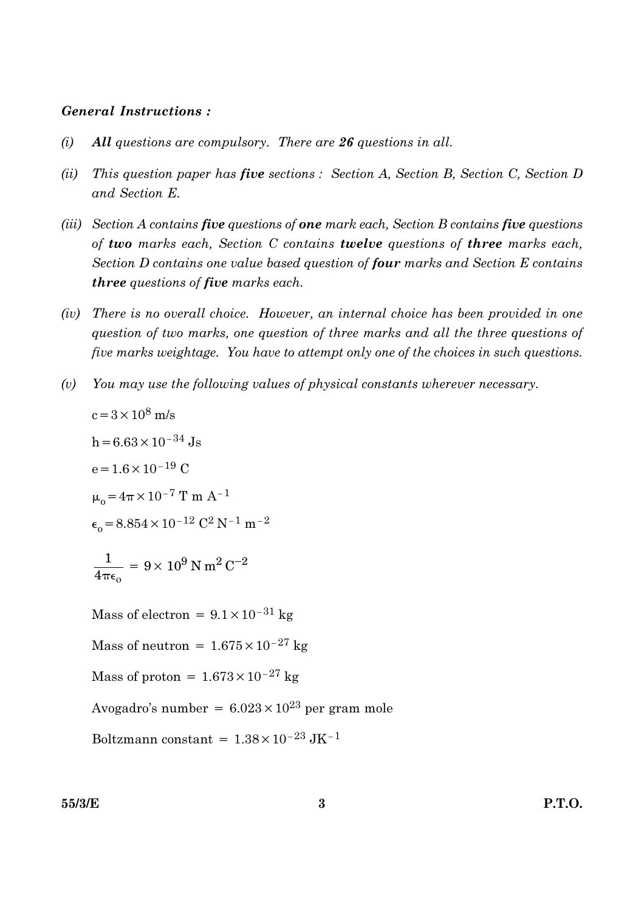***General Instructions :***

*(i)* ***All** questions are compulsory. There are **26** questions in all.*

*(ii)* *This question paper has **five** sections : Section A, Section B, Section C, Section D and Section E.*

*(iii)* *Section A contains **five** questions of **one** mark each, Section B contains **five** questions of **two** marks each, Section C contains **twelve** questions of **three** marks each, Section D contains one value based question of **four** marks and Section E contains **three** questions of **five** marks each.*

*(iv)* *There is no overall choice. However, an internal choice has been provided in one question of two marks, one question of three marks and all the three questions of five marks weightage. You have to attempt only one of the choices in such questions.*

*(v)* *You may use the following values of physical constants wherever necessary.*

$c = 3 \times 10^{8}$ m/s

$h = 6.63 \times 10^{-34}$ Js

$e = 1.6 \times 10^{-19}$ C

$\mu_o = 4\pi \times 10^{-7}$ T m A$^{-1}$

$\epsilon_o = 8.854 \times 10^{-12}$ C$^2$ N$^{-1}$ m$^{-2}$

$$\frac{1}{4\pi\epsilon_o} = 9 \times 10^{9} \text{ N m}^2 \text{ C}^{-2}$$

Mass of electron $= 9.1 \times 10^{-31}$ kg

Mass of neutron $= 1.675 \times 10^{-27}$ kg

Mass of proton $= 1.673 \times 10^{-27}$ kg

Avogadro's number $= 6.023 \times 10^{23}$ per gram mole

Boltzmann constant $= 1.38 \times 10^{-23}$ JK$^{-1}$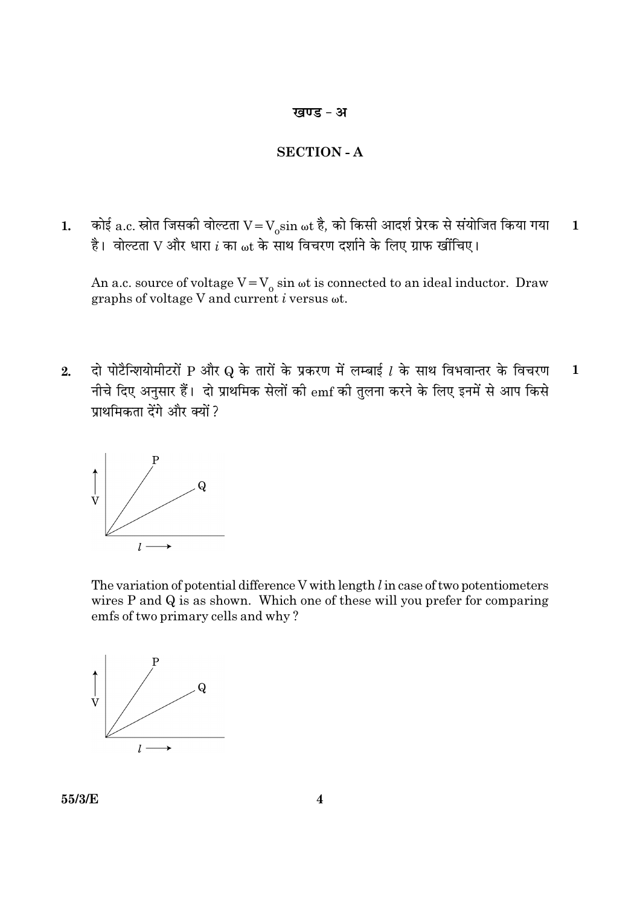## खण्ड – अ

## SECTION - A

**1.** कोई a.c. स्रोत जिसकी वोल्टता $V = V_0 \sin \omega t$ है, को किसी आदर्श प्रेरक से संयोजित किया गया है। वोल्टता V और धारा $i$ का $\omega t$ के साथ विचरण दर्शाने के लिए ग्राफ खींचिए। **1**

An a.c. source of voltage $V = V_0 \sin \omega t$ is connected to an ideal inductor. Draw graphs of voltage V and current $i$ versus $\omega t$.

**2.** दो पोटैन्शियोमीटरों P और Q के तारों के प्रकरण में लम्बाई $l$ के साथ विभवान्तर के विचरण नीचे दिए अनुसार हैं। दो प्राथमिक सेलों की emf की तुलना करने के लिए इनमें से आप किसे प्राथमिकता देंगे और क्यों ? **1**

P

Q

V

$l$

The variation of potential difference V with length $l$ in case of two potentiometers wires P and Q is as shown. Which one of these will you prefer for comparing emfs of two primary cells and why ?

P

Q

V

$l$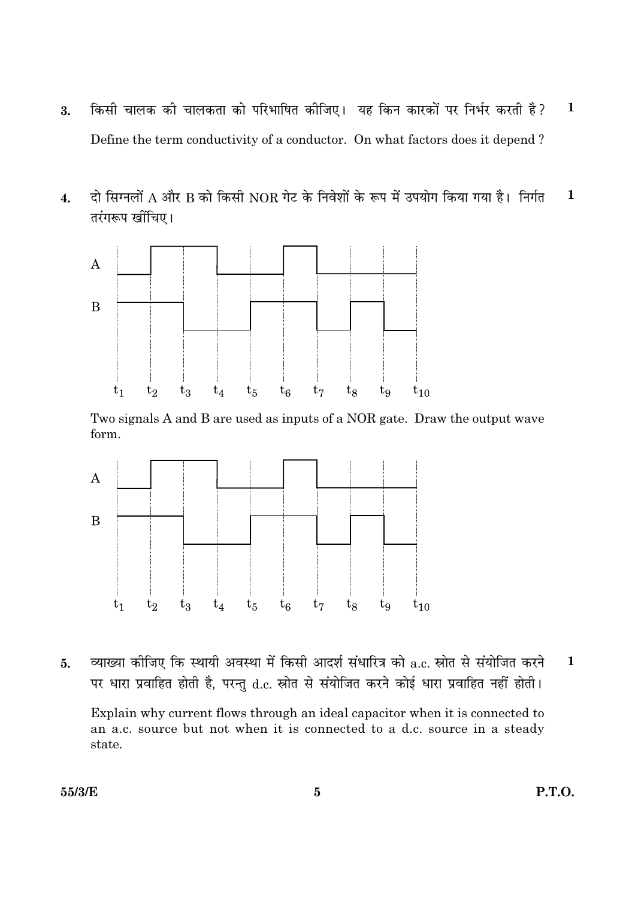3. किसी चालक की चालकता को परिभाषित कीजिए। यह किन कारकों पर निर्भर करती है? **1**

Define the term conductivity of a conductor. On what factors does it depend ?

4. दो सिग्नलों A और B को किसी NOR गेट के निवेशों के रूप में उपयोग किया गया है। निर्गत तरंगरूप खींचिए। **1**

A

B

$t_1$ $t_2$ $t_3$ $t_4$ $t_5$ $t_6$ $t_7$ $t_8$ $t_9$ $t_{10}$

Two signals A and B are used as inputs of a NOR gate. Draw the output wave form.

A

B

$t_1$ $t_2$ $t_3$ $t_4$ $t_5$ $t_6$ $t_7$ $t_8$ $t_9$ $t_{10}$

5. व्याख्या कीजिए कि स्थायी अवस्था में किसी आदर्श संधारित्र को a.c. स्रोत से संयोजित करने पर धारा प्रवाहित होती है, परन्तु d.c. स्रोत से संयोजित करने कोई धारा प्रवाहित नहीं होती। **1**

Explain why current flows through an ideal capacitor when it is connected to an a.c. source but not when it is connected to a d.c. source in a steady state.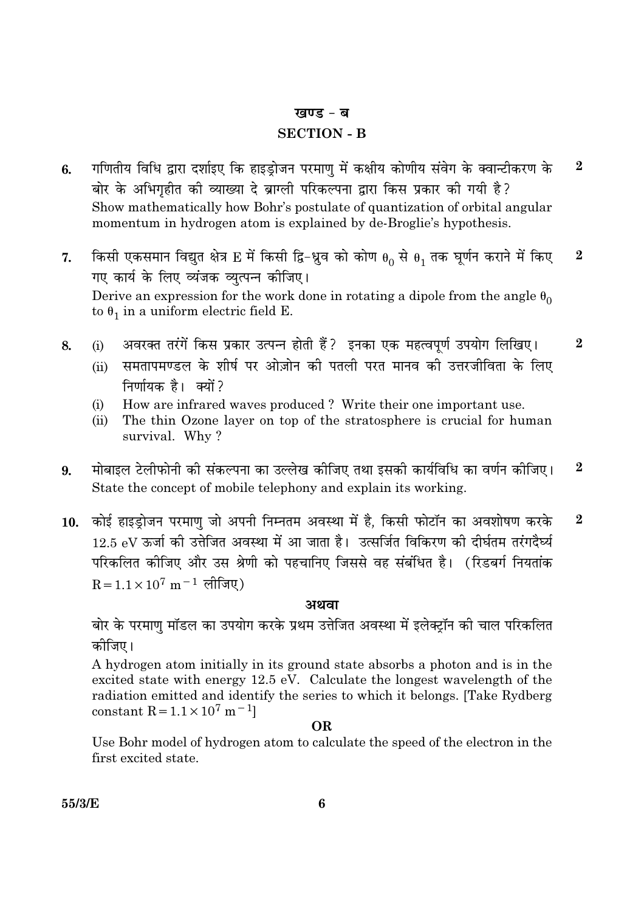## खण्ड - ब

## SECTION - B

**6.** गणितीय विधि द्वारा दर्शाइए कि हाइड्रोजन परमाणु में कक्षीय कोणीय संवेग के क्वान्टीकरण के बोर के अभिगृहीत की व्याख्या दे ब्राग्ली परिकल्पना द्वारा किस प्रकार की गयी है? **2**

Show mathematically how Bohr's postulate of quantization of orbital angular momentum in hydrogen atom is explained by de-Broglie's hypothesis.

**7.** किसी एकसमान विद्युत क्षेत्र E में किसी द्वि-ध्रुव को कोण $\theta_0$ से $\theta_1$ तक घूर्णन कराने में किए गए कार्य के लिए व्यंजक व्युत्पन्न कीजिए। **2**

Derive an expression for the work done in rotating a dipole from the angle $\theta_0$ to $\theta_1$ in a uniform electric field E.

**8.** (i) अवरक्त तरंगें किस प्रकार उत्पन्न होती हैं? इनका एक महत्वपूर्ण उपयोग लिखिए। **2**

(ii) समतापमण्डल के शीर्ष पर ओज़ोन की पतली परत मानव की उत्तरजीविता के लिए निर्णायक है। क्यों?

(i) How are infrared waves produced? Write their one important use.

(ii) The thin Ozone layer on top of the stratosphere is crucial for human survival. Why?

**9.** मोबाइल टेलीफोनी की संकल्पना का उल्लेख कीजिए तथा इसकी कार्यविधि का वर्णन कीजिए। **2**

State the concept of mobile telephony and explain its working.

**10.** कोई हाइड्रोजन परमाणु जो अपनी निम्नतम अवस्था में है, किसी फोटॉन का अवशोषण करके 12.5 eV ऊर्जा की उत्तेजित अवस्था में आ जाता है। उत्सर्जित विकिरण की दीर्घतम तरंगदैर्घ्य परिकलित कीजिए और उस श्रेणी को पहचानिए जिससे वह संबंधित है। (रिडबर्ग नियतांक $R = 1.1 \times 10^7\ m^{-1}$ लीजिए) **2**

**अथवा**

बोर के परमाणु मॉडल का उपयोग करके प्रथम उत्तेजित अवस्था में इलेक्ट्रॉन की चाल परिकलित कीजिए।

A hydrogen atom initially in its ground state absorbs a photon and is in the excited state with energy 12.5 eV. Calculate the longest wavelength of the radiation emitted and identify the series to which it belongs. [Take Rydberg constant $R = 1.1 \times 10^7\ m^{-1}$]

**OR**

Use Bohr model of hydrogen atom to calculate the speed of the electron in the first excited state.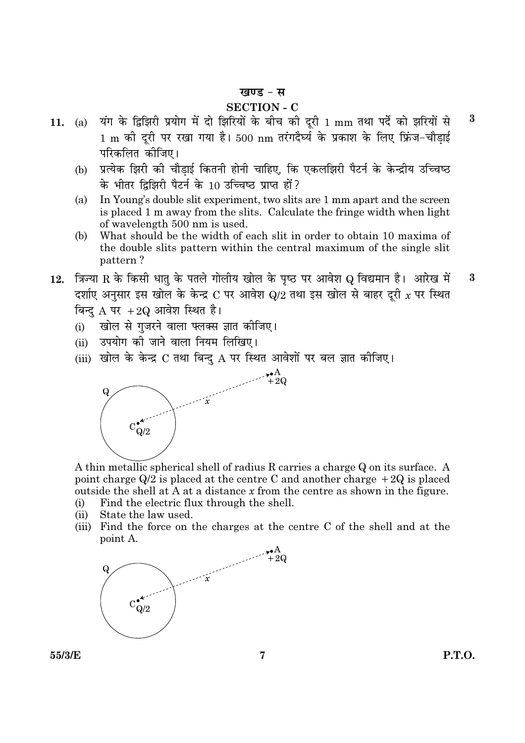## खण्ड - स

## SECTION - C

**11.** (a) यंग के द्विझिरी प्रयोग में दो झिरियों के बीच की दूरी 1 mm तथा पर्दे को झिरियों से 1 m की दूरी पर रखा गया है। 500 nm तरंगदैर्ध्य के प्रकाश के लिए फ्रिंज-चौड़ाई परिकलित कीजिए। **3**

(b) प्रत्येक झिरी की चौड़ाई कितनी होनी चाहिए, कि एकलझिरी पैटर्न के केन्द्रीय उच्चिष्ठ के भीतर द्विझिरी पैटर्न के 10 उच्चिष्ठ प्राप्त हों ?

(a) In Young's double slit experiment, two slits are 1 mm apart and the screen is placed 1 m away from the slits. Calculate the fringe width when light of wavelength 500 nm is used.

(b) What should be the width of each slit in order to obtain 10 maxima of the double slits pattern within the central maximum of the single slit pattern ?

**12.** त्रिज्या R के किसी धातु के पतले गोलीय खोल के पृष्ठ पर आवेश Q विद्यमान है। आरेख में दर्शाए अनुसार इस खोल के केन्द्र C पर आवेश Q/2 तथा इस खोल से बाहर दूरी $x$ पर स्थित बिन्दु A पर +2Q आवेश स्थित है। **3**

(i) खोल से गुजरने वाला फ्लक्स ज्ञात कीजिए।

(ii) उपयोग की जाने वाला नियम लिखिए।

(iii) खोल के केन्द्र C तथा बिन्दु A पर स्थित आवेशों पर बल ज्ञात कीजिए।

Q

C Q/2

$x$

A +2Q

A thin metallic spherical shell of radius R carries a charge Q on its surface. A point charge Q/2 is placed at the centre C and another charge +2Q is placed outside the shell at A at a distance $x$ from the centre as shown in the figure.

(i) Find the electric flux through the shell.

(ii) State the law used.

(iii) Find the force on the charges at the centre C of the shell and at the point A.

Q

C Q/2

$x$

A +2Q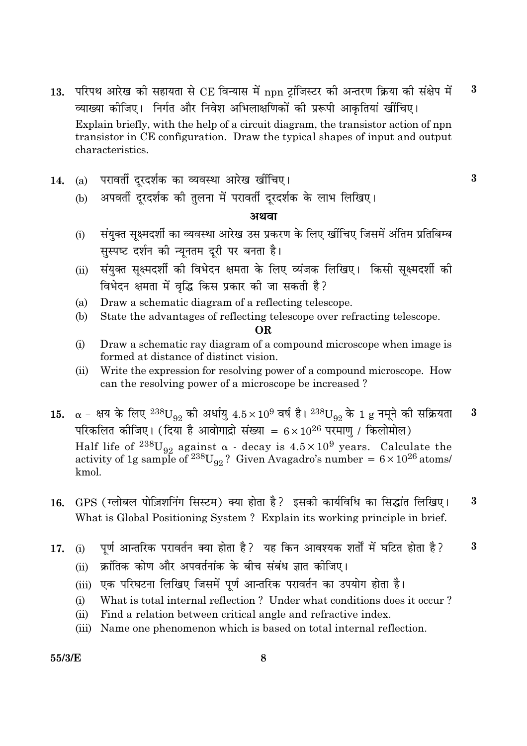**13.** परिपथ आरेख की सहायता से CE विन्यास में npn ट्रांजिस्टर की अन्तरण क्रिया की संक्षेप में व्याख्या कीजिए। निर्गत और निवेश अभिलाक्षणिकों की प्ररूपी आकृतियां खींचिए। **3**

Explain briefly, with the help of a circuit diagram, the transistor action of npn transistor in CE configuration. Draw the typical shapes of input and output characteristics.

**14.** (a) परावर्ती दूरदर्शक का व्यवस्था आरेख खींचिए। **3**

(b) अपवर्ती दूरदर्शक की तुलना में परावर्ती दूरदर्शक के लाभ लिखिए।

**अथवा**

(i) संयुक्त सूक्ष्मदर्शी का व्यवस्था आरेख उस प्रकरण के लिए खींचिए जिसमें अंतिम प्रतिबिम्ब सुस्पष्ट दर्शन की न्यूनतम दूरी पर बनता है।

(ii) संयुक्त सूक्ष्मदर्शी की विभेदन क्षमता के लिए व्यंजक लिखिए। किसी सूक्ष्मदर्शी की विभेदन क्षमता में वृद्धि किस प्रकार की जा सकती है?

(a) Draw a schematic diagram of a reflecting telescope.

(b) State the advantages of reflecting telescope over refracting telescope.

**OR**

(i) Draw a schematic ray diagram of a compound microscope when image is formed at distance of distinct vision.

(ii) Write the expression for resolving power of a compound microscope. How can the resolving power of a microscope be increased ?

**15.** $\alpha$ - क्षय के लिए $^{238}U_{92}$ की अर्धायु $4.5 \times 10^9$ वर्ष है। $^{238}U_{92}$ के 1 g नमूने की सक्रियता परिकलित कीजिए। (दिया है आवोगाद्रो संख्या $= 6 \times 10^{26}$ परमाणु / किलोमोल) **3**

Half life of $^{238}U_{92}$ against $\alpha$ - decay is $4.5 \times 10^9$ years. Calculate the activity of 1g sample of $^{238}U_{92}$? Given Avagadro's number $= 6 \times 10^{26}$ atoms/kmol.

**16.** GPS (ग्लोबल पोज़िशनिंग सिस्टम) क्या होता है? इसकी कार्यविधि का सिद्धांत लिखिए। **3**

What is Global Positioning System ? Explain its working principle in brief.

**17.** (i) पूर्ण आन्तरिक परावर्तन क्या होता है? यह किन आवश्यक शर्तों में घटित होता है? **3**

(ii) क्रांतिक कोण और अपवर्तनांक के बीच संबंध ज्ञात कीजिए।

(iii) एक परिघटना लिखिए जिसमें पूर्ण आन्तरिक परावर्तन का उपयोग होता है।

(i) What is total internal reflection ? Under what conditions does it occur ?

(ii) Find a relation between critical angle and refractive index.

(iii) Name one phenomenon which is based on total internal reflection.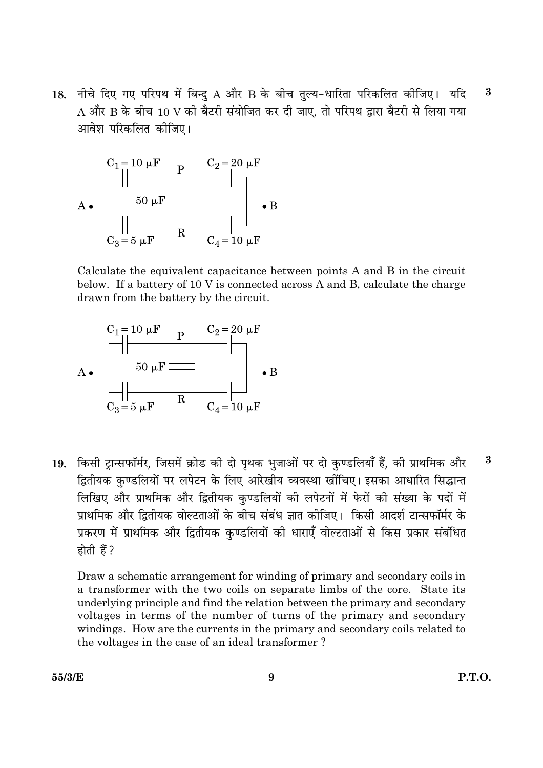18. नीचे दिए गए परिपथ में बिन्दु A और B के बीच तुल्य-धारिता परिकलित कीजिए। यदि A और B के बीच 10 V की बैटरी संयोजित कर दी जाए, तो परिपथ द्वारा बैटरी से लिया गया आवेश परिकलित कीजिए। **3**

$C_1 = 10\ \mu F$ P $C_2 = 20\ \mu F$

A 50 μF B

$C_3 = 5\ \mu F$ R $C_4 = 10\ \mu F$

Calculate the equivalent capacitance between points A and B in the circuit below. If a battery of 10 V is connected across A and B, calculate the charge drawn from the battery by the circuit.

$C_1 = 10\ \mu F$ P $C_2 = 20\ \mu F$

A 50 μF B

$C_3 = 5\ \mu F$ R $C_4 = 10\ \mu F$

19. किसी ट्रान्सफॉर्मर, जिसमें क्रोड की दो पृथक भुजाओं पर दो कुण्डलियाँ हैं, की प्राथमिक और द्वितीयक कुण्डलियों पर लपेटन के लिए आरेखीय व्यवस्था खींचिए। इसका आधारित सिद्धान्त लिखिए और प्राथमिक और द्वितीयक कुण्डलियों की लपेटनों में फेरों की संख्या के पदों में प्राथमिक और द्वितीयक वोल्टताओं के बीच संबंध ज्ञात कीजिए। किसी आदर्श टान्सफॉर्मर के प्रकरण में प्राथमिक और द्वितीयक कुण्डलियों की धाराएँ वोल्टताओं से किस प्रकार संबंधित होती हैं? **3**

Draw a schematic arrangement for winding of primary and secondary coils in a transformer with the two coils on separate limbs of the core. State its underlying principle and find the relation between the primary and secondary voltages in terms of the number of turns of the primary and secondary windings. How are the currents in the primary and secondary coils related to the voltages in the case of an ideal transformer?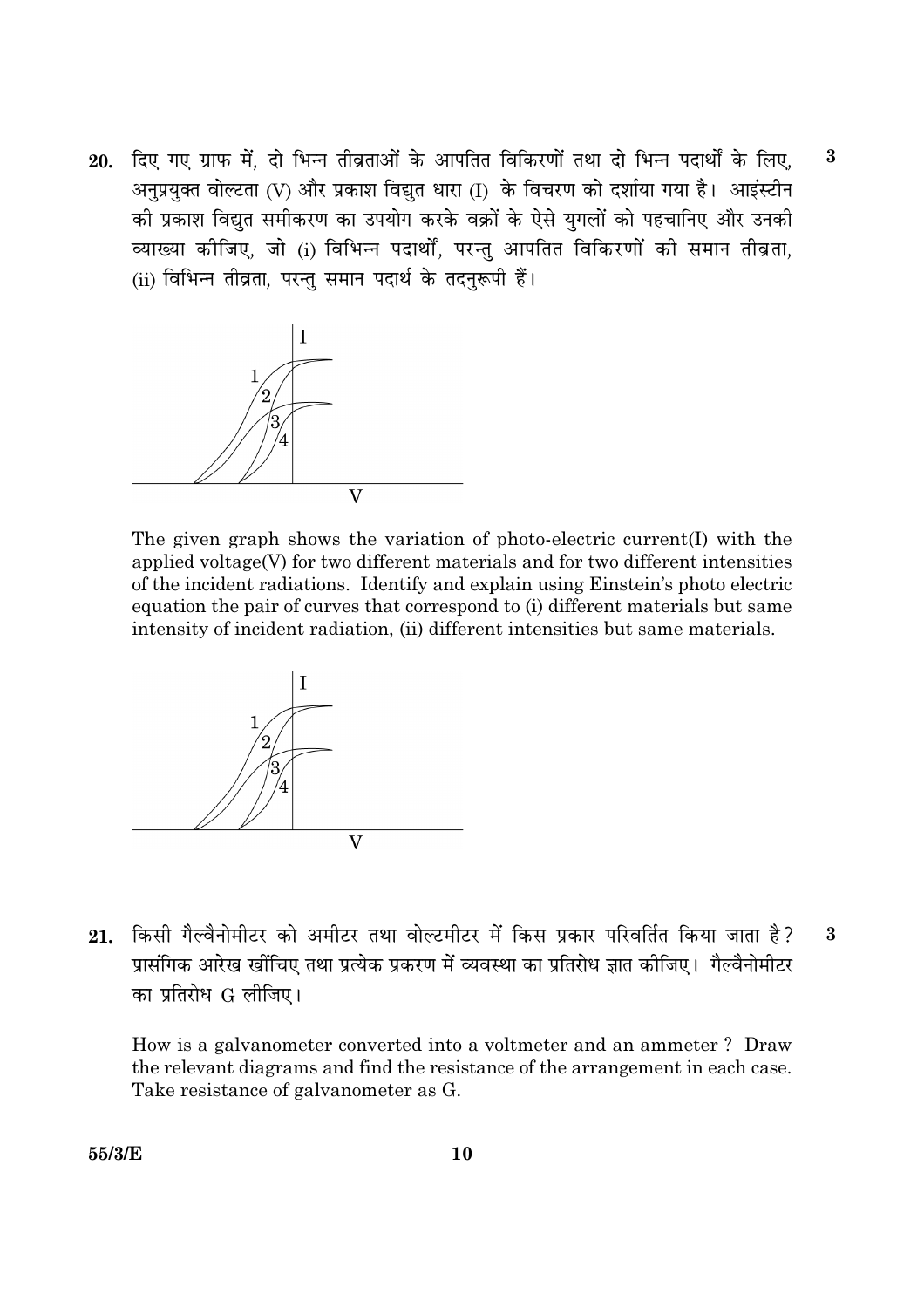20. दिए गए ग्राफ में, दो भिन्न तीव्रताओं के आपतित विकिरणों तथा दो भिन्न पदार्थों के लिए, अनुप्रयुक्त वोल्टता (V) और प्रकाश विद्युत धारा (I) के विचरण को दर्शाया गया है। आइंस्टीन की प्रकाश विद्युत समीकरण का उपयोग करके वक्रों के ऐसे युगलों को पहचानिए और उनकी व्याख्या कीजिए, जो (i) विभिन्न पदार्थों, परन्तु आपतित विकिरणों की समान तीव्रता, (ii) विभिन्न तीव्रता, परन्तु समान पदार्थ के तदनुरूपी हैं। **3**

I

1

2

3

4

V

The given graph shows the variation of photo-electric current(I) with the applied voltage(V) for two different materials and for two different intensities of the incident radiations. Identify and explain using Einstein's photo electric equation the pair of curves that correspond to (i) different materials but same intensity of incident radiation, (ii) different intensities but same materials.

I

1

2

3

4

V

21. किसी गैल्वैनोमीटर को अमीटर तथा वोल्टमीटर में किस प्रकार परिवर्तित किया जाता है? प्रासंगिक आरेख खींचिए तथा प्रत्येक प्रकरण में व्यवस्था का प्रतिरोध ज्ञात कीजिए। गैल्वैनोमीटर का प्रतिरोध G लीजिए। **3**

How is a galvanometer converted into a voltmeter and an ammeter ? Draw the relevant diagrams and find the resistance of the arrangement in each case. Take resistance of galvanometer as G.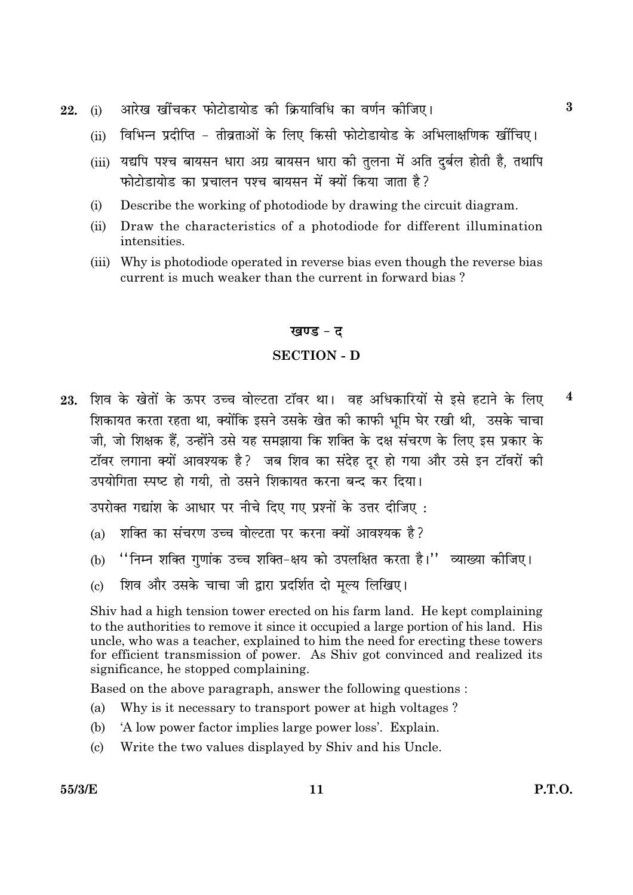22. (i) आरेख खींचकर फोटोडायोड की क्रियाविधि का वर्णन कीजिए। **3**

(ii) विभिन्न प्रदीप्ति - तीव्रताओं के लिए किसी फोटोडायोड के अभिलाक्षणिक खींचिए।

(iii) यद्यपि पश्च बायसन धारा अग्र बायसन धारा की तुलना में अति दुर्बल होती है, तथापि फोटोडायोड का प्रचालन पश्च बायसन में क्यों किया जाता है?

(i) Describe the working of photodiode by drawing the circuit diagram.

(ii) Draw the characteristics of a photodiode for different illumination intensities.

(iii) Why is photodiode operated in reverse bias even though the reverse bias current is much weaker than the current in forward bias ?

## खण्ड - द

## SECTION - D

23. शिव के खेतों के ऊपर उच्च वोल्टता टॉवर था। वह अधिकारियों से इसे हटाने के लिए शिकायत करता रहता था, क्योंकि इसने उसके खेत की काफी भूमि घेर रखी थी, उसके चाचा जी, जो शिक्षक हैं, उन्होंने उसे यह समझाया कि शक्ति के दक्ष संचरण के लिए इस प्रकार के टॉवर लगाना क्यों आवश्यक है? जब शिव का संदेह दूर हो गया और उसे इन टॉवरों की उपयोगिता स्पष्ट हो गयी, तो उसने शिकायत करना बन्द कर दिया। **4**

उपरोक्त गद्यांश के आधार पर नीचे दिए गए प्रश्नों के उत्तर दीजिए :

(a) शक्ति का संचरण उच्च वोल्टता पर करना क्यों आवश्यक है?

(b) ''निम्न शक्ति गुणांक उच्च शक्ति-क्षय को उपलक्षित करता है।'' व्याख्या कीजिए।

(c) शिव और उसके चाचा जी द्वारा प्रदर्शित दो मूल्य लिखिए।

Shiv had a high tension tower erected on his farm land. He kept complaining to the authorities to remove it since it occupied a large portion of his land. His uncle, who was a teacher, explained to him the need for erecting these towers for efficient transmission of power. As Shiv got convinced and realized its significance, he stopped complaining.

Based on the above paragraph, answer the following questions :

(a) Why is it necessary to transport power at high voltages ?

(b) 'A low power factor implies large power loss'. Explain.

(c) Write the two values displayed by Shiv and his Uncle.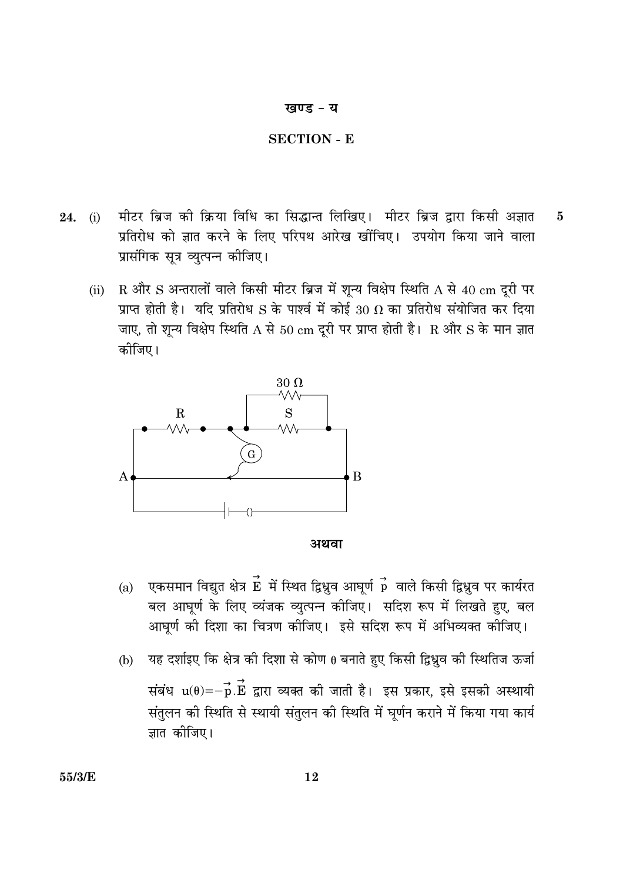## खण्ड - य

## SECTION - E

**24.** (i) मीटर ब्रिज की क्रिया विधि का सिद्धान्त लिखिए। मीटर ब्रिज द्वारा किसी अज्ञात प्रतिरोध को ज्ञात करने के लिए परिपथ आरेख खींचिए। उपयोग किया जाने वाला प्रासंगिक सूत्र व्युत्पन्न कीजिए। **5**

(ii) R और S अन्तरालों वाले किसी मीटर ब्रिज में शून्य विक्षेप स्थिति A से 40 cm दूरी पर प्राप्त होती है। यदि प्रतिरोध S के पार्श्व में कोई 30 Ω का प्रतिरोध संयोजित कर दिया जाए, तो शून्य विक्षेप स्थिति A से 50 cm दूरी पर प्राप्त होती है। R और S के मान ज्ञात कीजिए।

30 Ω

R

S

G

A

B

**अथवा**

(a) एकसमान विद्युत क्षेत्र $\vec{E}$ में स्थित द्विध्रुव आघूर्ण $\vec{p}$ वाले किसी द्विध्रुव पर कार्यरत बल आघूर्ण के लिए व्यंजक व्युत्पन्न कीजिए। सदिश रूप में लिखते हुए, बल आघूर्ण की दिशा का चित्रण कीजिए। इसे सदिश रूप में अभिव्यक्त कीजिए।

(b) यह दर्शाइए कि क्षेत्र की दिशा से कोण θ बनाते हुए किसी द्विध्रुव की स्थितिज ऊर्जा संबंध $u(\theta) = -\vec{p}.\vec{E}$ द्वारा व्यक्त की जाती है। इस प्रकार, इसे इसकी अस्थायी संतुलन की स्थिति से स्थायी संतुलन की स्थिति में घूर्णन कराने में किया गया कार्य ज्ञात कीजिए।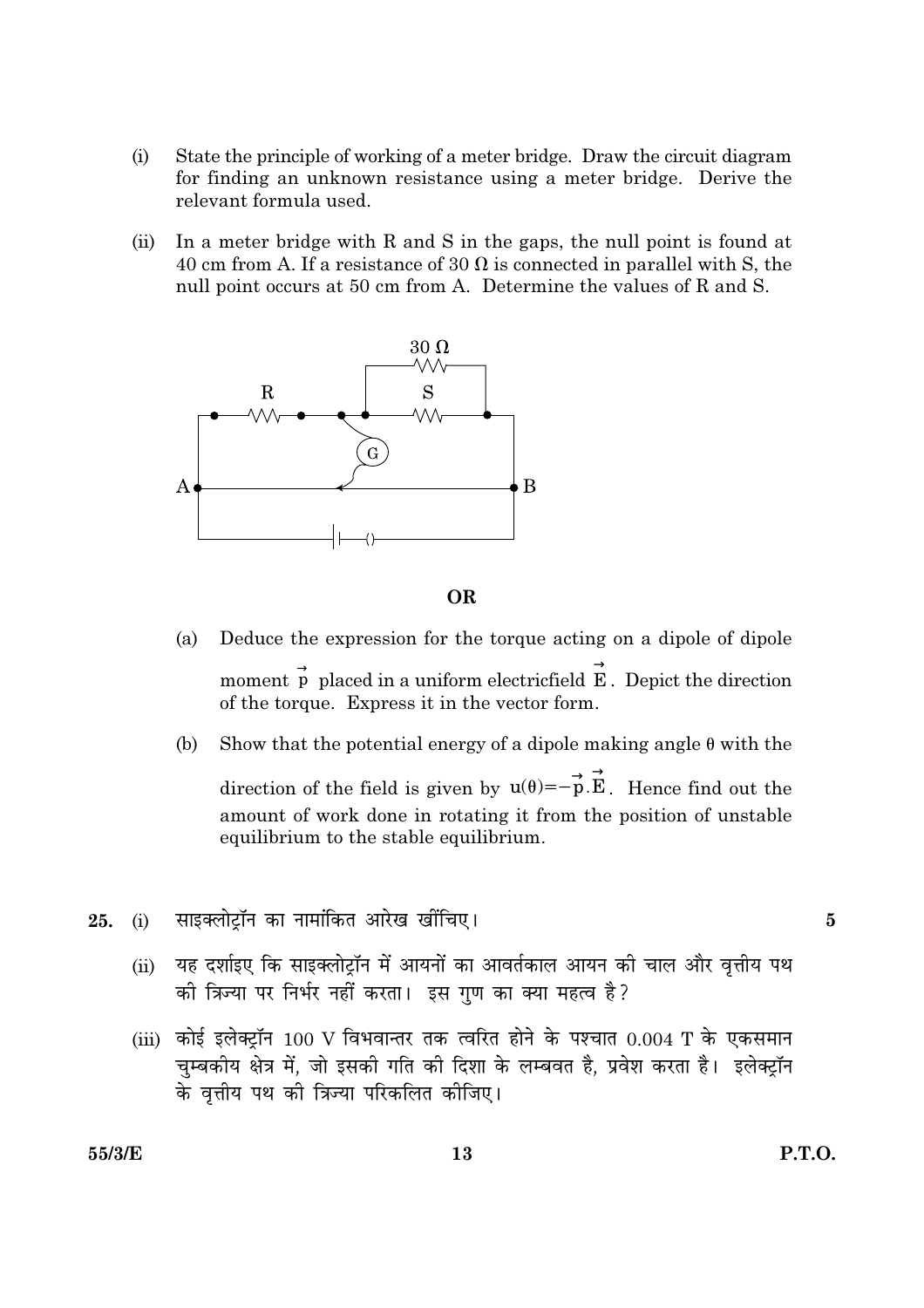(i) State the principle of working of a meter bridge. Draw the circuit diagram for finding an unknown resistance using a meter bridge. Derive the relevant formula used.

(ii) In a meter bridge with R and S in the gaps, the null point is found at 40 cm from A. If a resistance of 30 Ω is connected in parallel with S, the null point occurs at 50 cm from A. Determine the values of R and S.

30 Ω

R

S

G

A

B

**OR**

(a) Deduce the expression for the torque acting on a dipole of dipole moment $\vec{p}$ placed in a uniform electricfield $\vec{E}$. Depict the direction of the torque. Express it in the vector form.

(b) Show that the potential energy of a dipole making angle θ with the direction of the field is given by $u(\theta) = -\vec{p}.\vec{E}$. Hence find out the amount of work done in rotating it from the position of unstable equilibrium to the stable equilibrium.

**25.** (i) साइक्लोट्रॉन का नामांकित आरेख खींचिए। **5**

(ii) यह दर्शाइए कि साइक्लोट्रॉन में आयनों का आवर्तकाल आयन की चाल और वृत्तीय पथ की त्रिज्या पर निर्भर नहीं करता। इस गुण का क्या महत्व है?

(iii) कोई इलेक्ट्रॉन 100 V विभवान्तर तक त्वरित होने के पश्चात 0.004 T के एकसमान चुम्बकीय क्षेत्र में, जो इसकी गति की दिशा के लम्बवत है, प्रवेश करता है। इलेक्ट्रॉन के वृत्तीय पथ की त्रिज्या परिकलित कीजिए।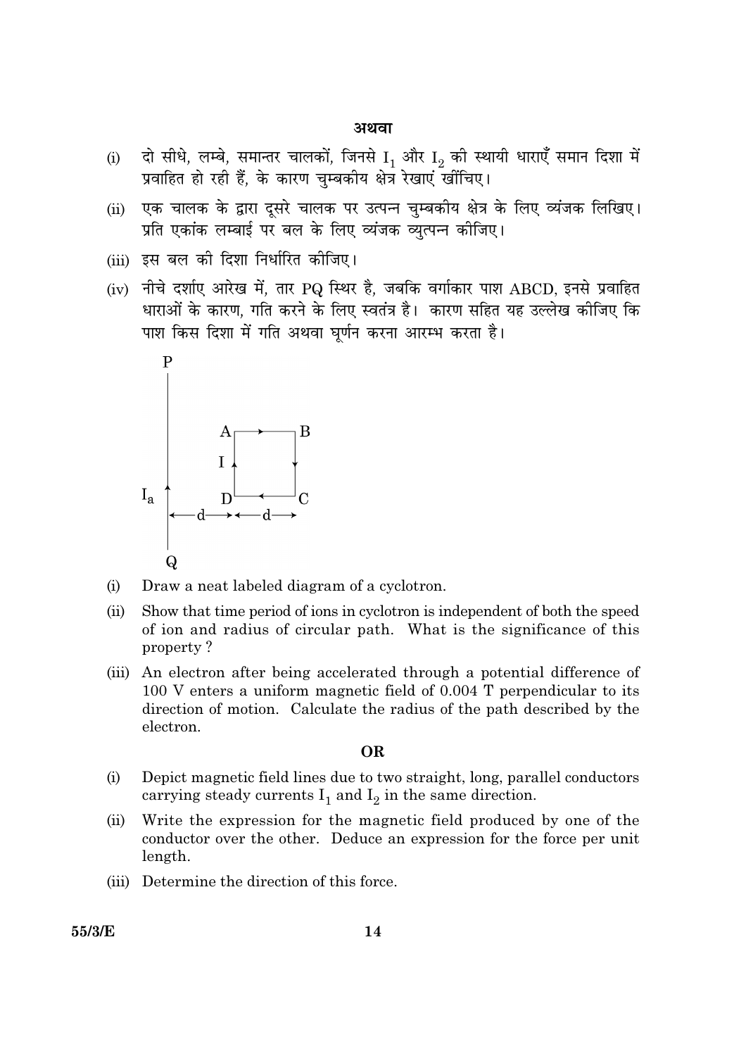**अथवा**

(i) दो सीधे, लम्बे, समान्तर चालकों, जिनसे $I_1$ और $I_2$ की स्थायी धाराएँ समान दिशा में प्रवाहित हो रही हैं, के कारण चुम्बकीय क्षेत्र रेखाएं खींचिए।

(ii) एक चालक के द्वारा दूसरे चालक पर उत्पन्न चुम्बकीय क्षेत्र के लिए व्यंजक लिखिए। प्रति एकांक लम्बाई पर बल के लिए व्यंजक व्युत्पन्न कीजिए।

(iii) इस बल की दिशा निर्धारित कीजिए।

(iv) नीचे दर्शाए आरेख में, तार PQ स्थिर है, जबकि वर्गाकार पाश ABCD, इनसे प्रवाहित धाराओं के कारण, गति करने के लिए स्वतंत्र है। कारण सहित यह उल्लेख कीजिए कि पाश किस दिशा में गति अथवा घूर्णन करना आरम्भ करता है।

P
A B
I
$I_a$
D C
d d
Q

(i) Draw a neat labeled diagram of a cyclotron.

(ii) Show that time period of ions in cyclotron is independent of both the speed of ion and radius of circular path. What is the significance of this property ?

(iii) An electron after being accelerated through a potential difference of 100 V enters a uniform magnetic field of 0.004 T perpendicular to its direction of motion. Calculate the radius of the path described by the electron.

**OR**

(i) Depict magnetic field lines due to two straight, long, parallel conductors carrying steady currents $I_1$ and $I_2$ in the same direction.

(ii) Write the expression for the magnetic field produced by one of the conductor over the other. Deduce an expression for the force per unit length.

(iii) Determine the direction of this force.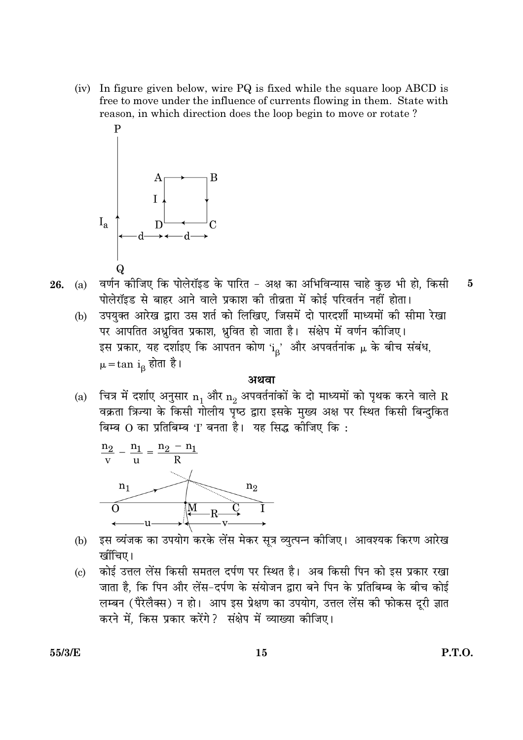(iv) In figure given below, wire PQ is fixed while the square loop ABCD is free to move under the influence of currents flowing in them. State with reason, in which direction does the loop begin to move or rotate ?

P

A B

I

$I_a$ D C

d d

Q

**26.** (a) वर्णन कीजिए कि पोलेरॉइड के पारित - अक्ष का अभिविन्यास चाहे कुछ भी हो, किसी पोलेरॉइड से बाहर आने वाले प्रकाश की तीव्रता में कोई परिवर्तन नहीं होता। **5**

(b) उपयुक्त आरेख द्वारा उस शर्त को लिखिए, जिसमें दो पारदर्शी माध्यमों की सीमा रेखा पर आपतित अध्रुवित प्रकाश, ध्रुवित हो जाता है। संक्षेप में वर्णन कीजिए।
इस प्रकार, यह दर्शाइए कि आपतन कोण '$i_\beta$' और अपवर्तनांक $\mu$ के बीच संबंध, $\mu = \tan i_\beta$ होता है।

**अथवा**

(a) चित्र में दर्शाए अनुसार $n_1$ और $n_2$ अपवर्तनांकों के दो माध्यमों को पृथक करने वाले R वक्रता त्रिज्या के किसी गोलीय पृष्ठ द्वारा इसके मुख्य अक्ष पर स्थित किसी बिन्दुकित बिम्ब O का प्रतिबिम्ब 'I' बनता है। यह सिद्ध कीजिए कि :

$$\frac{n_2}{v} - \frac{n_1}{u} = \frac{n_2 - n_1}{R}$$

$n_1$ $n_2$

O M C I

R

u v

(b) इस व्यंजक का उपयोग करके लेंस मेकर सूत्र व्युत्पन्न कीजिए। आवश्यक किरण आरेख खींचिए।

(c) कोई उत्तल लेंस किसी समतल दर्पण पर स्थित है। अब किसी पिन को इस प्रकार रखा जाता है, कि पिन और लेंस-दर्पण के संयोजन द्वारा बने पिन के प्रतिबिम्ब के बीच कोई लम्बन (पैरेलैक्स) न हो। आप इस प्रेक्षण का उपयोग, उत्तल लेंस की फोकस दूरी ज्ञात करने में, किस प्रकार करेंगे ? संक्षेप में व्याख्या कीजिए।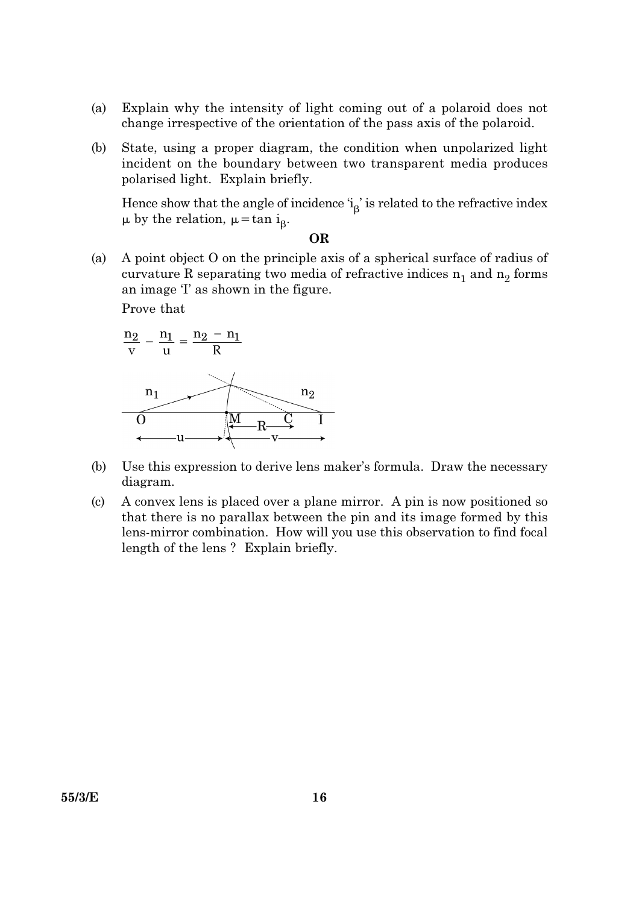(a) Explain why the intensity of light coming out of a polaroid does not change irrespective of the orientation of the pass axis of the polaroid.

(b) State, using a proper diagram, the condition when unpolarized light incident on the boundary between two transparent media produces polarised light. Explain briefly.

Hence show that the angle of incidence '$i_\beta$' is related to the refractive index $\mu$ by the relation, $\mu = \tan i_\beta$.

**OR**

(a) A point object O on the principle axis of a spherical surface of radius of curvature R separating two media of refractive indices $n_1$ and $n_2$ forms an image 'I' as shown in the figure.

Prove that

$$\frac{n_2}{v} - \frac{n_1}{u} = \frac{n_2 - n_1}{R}$$

$n_1$
$n_2$
O
M
C
I
R
u
v

(b) Use this expression to derive lens maker's formula. Draw the necessary diagram.

(c) A convex lens is placed over a plane mirror. A pin is now positioned so that there is no parallax between the pin and its image formed by this lens-mirror combination. How will you use this observation to find focal length of the lens ? Explain briefly.